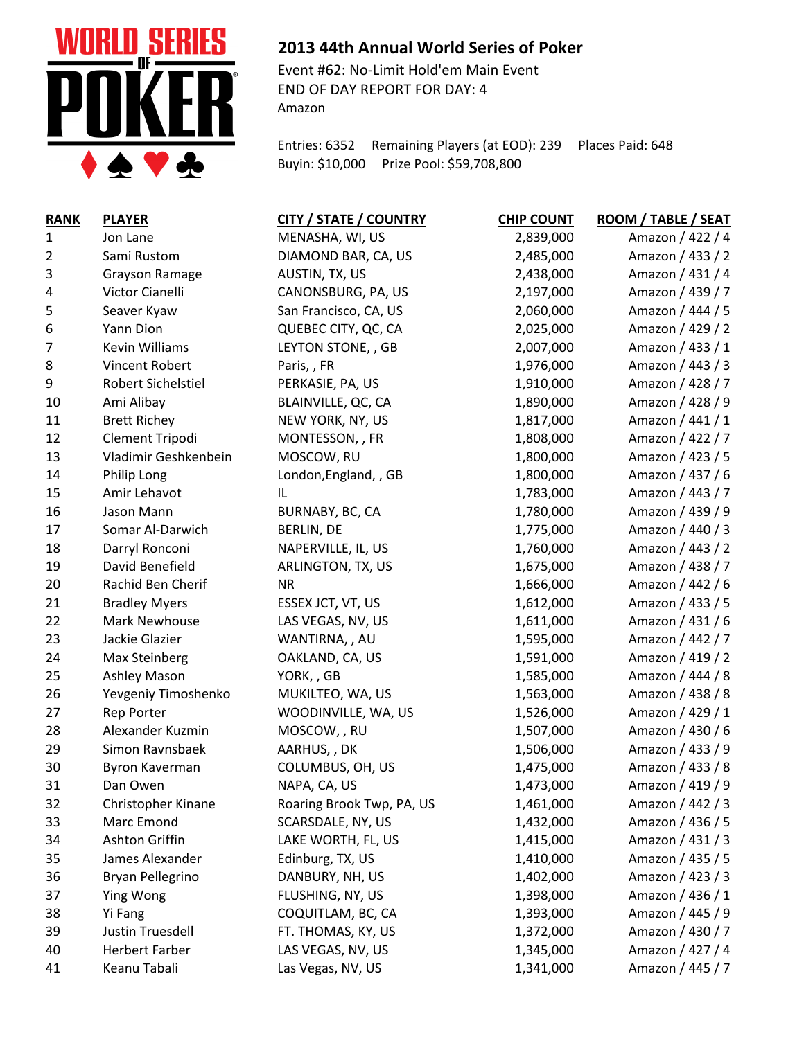## 2013 44th Annual World Series of Poker

Event #62: No-Limit Hold'em Main Event
END OF DAY REPORT FOR DAY: 4
Amazon

Entries: 6352 Remaining Players (at EOD): 239 Places Paid: 648
Buyin: $10,000 Prize Pool: $59,708,800

| RANK | PLAYER | CITY / STATE / COUNTRY | CHIP COUNT | ROOM / TABLE / SEAT |
|---|---|---|---|---|
| 1 | Jon Lane | MENASHA, WI, US | 2,839,000 | Amazon / 422 / 4 |
| 2 | Sami Rustom | DIAMOND BAR, CA, US | 2,485,000 | Amazon / 433 / 2 |
| 3 | Grayson Ramage | AUSTIN, TX, US | 2,438,000 | Amazon / 431 / 4 |
| 4 | Victor Cianelli | CANONSBURG, PA, US | 2,197,000 | Amazon / 439 / 7 |
| 5 | Seaver Kyaw | San Francisco, CA, US | 2,060,000 | Amazon / 444 / 5 |
| 6 | Yann Dion | QUEBEC CITY, QC, CA | 2,025,000 | Amazon / 429 / 2 |
| 7 | Kevin Williams | LEYTON STONE, , GB | 2,007,000 | Amazon / 433 / 1 |
| 8 | Vincent Robert | Paris, , FR | 1,976,000 | Amazon / 443 / 3 |
| 9 | Robert Sichelstiel | PERKASIE, PA, US | 1,910,000 | Amazon / 428 / 7 |
| 10 | Ami Alibay | BLAINVILLE, QC, CA | 1,890,000 | Amazon / 428 / 9 |
| 11 | Brett Richey | NEW YORK, NY, US | 1,817,000 | Amazon / 441 / 1 |
| 12 | Clement Tripodi | MONTESSON, , FR | 1,808,000 | Amazon / 422 / 7 |
| 13 | Vladimir Geshkenbein | MOSCOW, RU | 1,800,000 | Amazon / 423 / 5 |
| 14 | Philip Long | London,England, , GB | 1,800,000 | Amazon / 437 / 6 |
| 15 | Amir Lehavot | IL | 1,783,000 | Amazon / 443 / 7 |
| 16 | Jason Mann | BURNABY, BC, CA | 1,780,000 | Amazon / 439 / 9 |
| 17 | Somar Al-Darwich | BERLIN, DE | 1,775,000 | Amazon / 440 / 3 |
| 18 | Darryl Ronconi | NAPERVILLE, IL, US | 1,760,000 | Amazon / 443 / 2 |
| 19 | David Benefield | ARLINGTON, TX, US | 1,675,000 | Amazon / 438 / 7 |
| 20 | Rachid Ben Cherif | NR | 1,666,000 | Amazon / 442 / 6 |
| 21 | Bradley Myers | ESSEX JCT, VT, US | 1,612,000 | Amazon / 433 / 5 |
| 22 | Mark Newhouse | LAS VEGAS, NV, US | 1,611,000 | Amazon / 431 / 6 |
| 23 | Jackie Glazier | WANTIRNA, , AU | 1,595,000 | Amazon / 442 / 7 |
| 24 | Max Steinberg | OAKLAND, CA, US | 1,591,000 | Amazon / 419 / 2 |
| 25 | Ashley Mason | YORK, , GB | 1,585,000 | Amazon / 444 / 8 |
| 26 | Yevgeniy Timoshenko | MUKILTEO, WA, US | 1,563,000 | Amazon / 438 / 8 |
| 27 | Rep Porter | WOODINVILLE, WA, US | 1,526,000 | Amazon / 429 / 1 |
| 28 | Alexander Kuzmin | MOSCOW, , RU | 1,507,000 | Amazon / 430 / 6 |
| 29 | Simon Ravnsbaek | AARHUS, , DK | 1,506,000 | Amazon / 433 / 9 |
| 30 | Byron Kaverman | COLUMBUS, OH, US | 1,475,000 | Amazon / 433 / 8 |
| 31 | Dan Owen | NAPA, CA, US | 1,473,000 | Amazon / 419 / 9 |
| 32 | Christopher Kinane | Roaring Brook Twp, PA, US | 1,461,000 | Amazon / 442 / 3 |
| 33 | Marc Emond | SCARSDALE, NY, US | 1,432,000 | Amazon / 436 / 5 |
| 34 | Ashton Griffin | LAKE WORTH, FL, US | 1,415,000 | Amazon / 431 / 3 |
| 35 | James Alexander | Edinburg, TX, US | 1,410,000 | Amazon / 435 / 5 |
| 36 | Bryan Pellegrino | DANBURY, NH, US | 1,402,000 | Amazon / 423 / 3 |
| 37 | Ying Wong | FLUSHING, NY, US | 1,398,000 | Amazon / 436 / 1 |
| 38 | Yi Fang | COQUITLAM, BC, CA | 1,393,000 | Amazon / 445 / 9 |
| 39 | Justin Truesdell | FT. THOMAS, KY, US | 1,372,000 | Amazon / 430 / 7 |
| 40 | Herbert Farber | LAS VEGAS, NV, US | 1,345,000 | Amazon / 427 / 4 |
| 41 | Keanu Tabali | Las Vegas, NV, US | 1,341,000 | Amazon / 445 / 7 |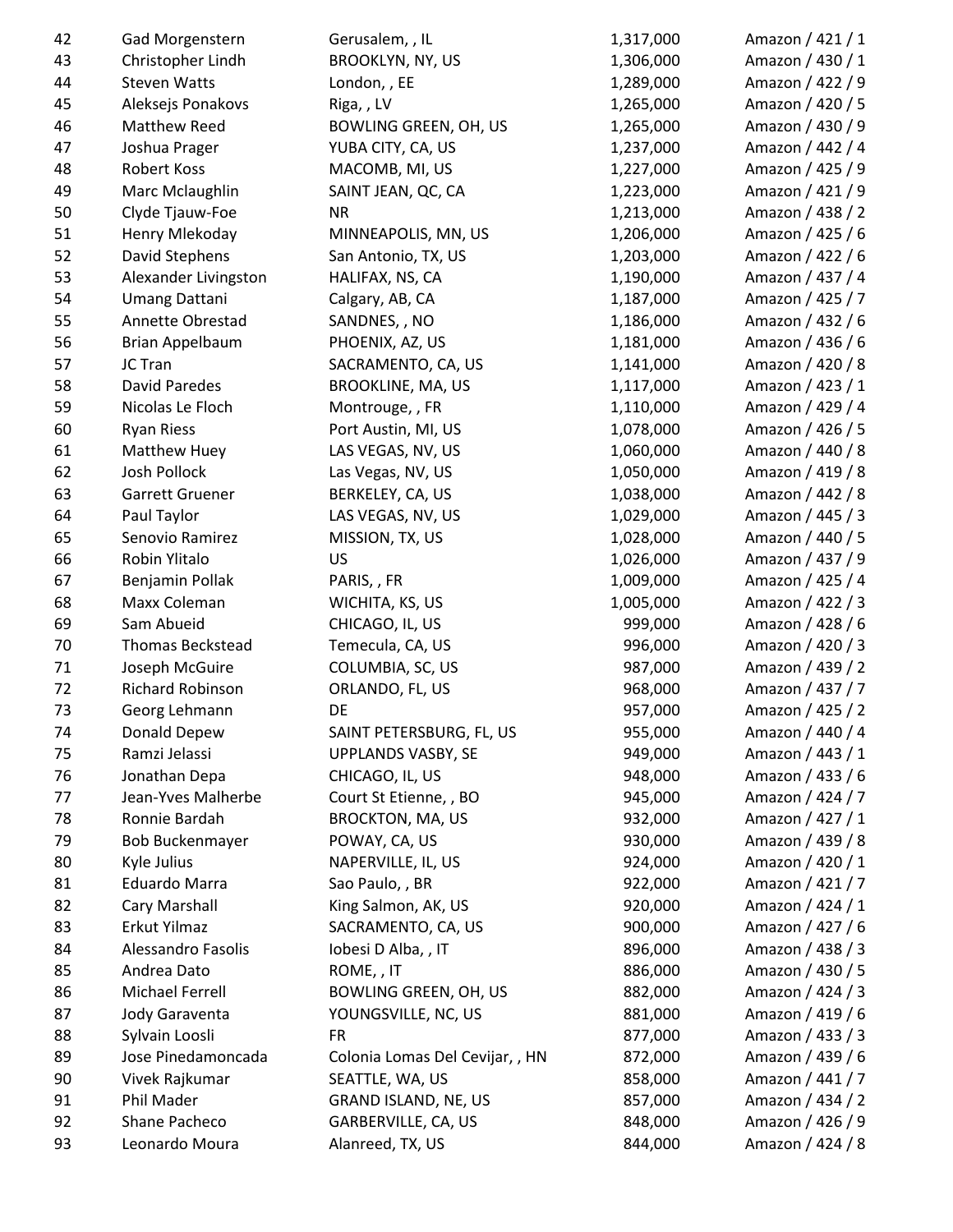| | | | | |
|---|---|---|---|---|
| 42 | Gad Morgenstern | Gerusalem, , IL | 1,317,000 | Amazon / 421 / 1 |
| 43 | Christopher Lindh | BROOKLYN, NY, US | 1,306,000 | Amazon / 430 / 1 |
| 44 | Steven Watts | London, , EE | 1,289,000 | Amazon / 422 / 9 |
| 45 | Aleksejs Ponakovs | Riga, , LV | 1,265,000 | Amazon / 420 / 5 |
| 46 | Matthew Reed | BOWLING GREEN, OH, US | 1,265,000 | Amazon / 430 / 9 |
| 47 | Joshua Prager | YUBA CITY, CA, US | 1,237,000 | Amazon / 442 / 4 |
| 48 | Robert Koss | MACOMB, MI, US | 1,227,000 | Amazon / 425 / 9 |
| 49 | Marc Mclaughlin | SAINT JEAN, QC, CA | 1,223,000 | Amazon / 421 / 9 |
| 50 | Clyde Tjauw-Foe | NR | 1,213,000 | Amazon / 438 / 2 |
| 51 | Henry Mlekoday | MINNEAPOLIS, MN, US | 1,206,000 | Amazon / 425 / 6 |
| 52 | David Stephens | San Antonio, TX, US | 1,203,000 | Amazon / 422 / 6 |
| 53 | Alexander Livingston | HALIFAX, NS, CA | 1,190,000 | Amazon / 437 / 4 |
| 54 | Umang Dattani | Calgary, AB, CA | 1,187,000 | Amazon / 425 / 7 |
| 55 | Annette Obrestad | SANDNES, , NO | 1,186,000 | Amazon / 432 / 6 |
| 56 | Brian Appelbaum | PHOENIX, AZ, US | 1,181,000 | Amazon / 436 / 6 |
| 57 | JC Tran | SACRAMENTO, CA, US | 1,141,000 | Amazon / 420 / 8 |
| 58 | David Paredes | BROOKLINE, MA, US | 1,117,000 | Amazon / 423 / 1 |
| 59 | Nicolas Le Floch | Montrouge, , FR | 1,110,000 | Amazon / 429 / 4 |
| 60 | Ryan Riess | Port Austin, MI, US | 1,078,000 | Amazon / 426 / 5 |
| 61 | Matthew Huey | LAS VEGAS, NV, US | 1,060,000 | Amazon / 440 / 8 |
| 62 | Josh Pollock | Las Vegas, NV, US | 1,050,000 | Amazon / 419 / 8 |
| 63 | Garrett Gruener | BERKELEY, CA, US | 1,038,000 | Amazon / 442 / 8 |
| 64 | Paul Taylor | LAS VEGAS, NV, US | 1,029,000 | Amazon / 445 / 3 |
| 65 | Senovio Ramirez | MISSION, TX, US | 1,028,000 | Amazon / 440 / 5 |
| 66 | Robin Ylitalo | US | 1,026,000 | Amazon / 437 / 9 |
| 67 | Benjamin Pollak | PARIS, , FR | 1,009,000 | Amazon / 425 / 4 |
| 68 | Maxx Coleman | WICHITA, KS, US | 1,005,000 | Amazon / 422 / 3 |
| 69 | Sam Abueid | CHICAGO, IL, US | 999,000 | Amazon / 428 / 6 |
| 70 | Thomas Beckstead | Temecula, CA, US | 996,000 | Amazon / 420 / 3 |
| 71 | Joseph McGuire | COLUMBIA, SC, US | 987,000 | Amazon / 439 / 2 |
| 72 | Richard Robinson | ORLANDO, FL, US | 968,000 | Amazon / 437 / 7 |
| 73 | Georg Lehmann | DE | 957,000 | Amazon / 425 / 2 |
| 74 | Donald Depew | SAINT PETERSBURG, FL, US | 955,000 | Amazon / 440 / 4 |
| 75 | Ramzi Jelassi | UPPLANDS VASBY, SE | 949,000 | Amazon / 443 / 1 |
| 76 | Jonathan Depa | CHICAGO, IL, US | 948,000 | Amazon / 433 / 6 |
| 77 | Jean-Yves Malherbe | Court St Etienne, , BO | 945,000 | Amazon / 424 / 7 |
| 78 | Ronnie Bardah | BROCKTON, MA, US | 932,000 | Amazon / 427 / 1 |
| 79 | Bob Buckenmayer | POWAY, CA, US | 930,000 | Amazon / 439 / 8 |
| 80 | Kyle Julius | NAPERVILLE, IL, US | 924,000 | Amazon / 420 / 1 |
| 81 | Eduardo Marra | Sao Paulo, , BR | 922,000 | Amazon / 421 / 7 |
| 82 | Cary Marshall | King Salmon, AK, US | 920,000 | Amazon / 424 / 1 |
| 83 | Erkut Yilmaz | SACRAMENTO, CA, US | 900,000 | Amazon / 427 / 6 |
| 84 | Alessandro Fasolis | Iobesi D Alba, , IT | 896,000 | Amazon / 438 / 3 |
| 85 | Andrea Dato | ROME, , IT | 886,000 | Amazon / 430 / 5 |
| 86 | Michael Ferrell | BOWLING GREEN, OH, US | 882,000 | Amazon / 424 / 3 |
| 87 | Jody Garaventa | YOUNGSVILLE, NC, US | 881,000 | Amazon / 419 / 6 |
| 88 | Sylvain Loosli | FR | 877,000 | Amazon / 433 / 3 |
| 89 | Jose Pinedamoncada | Colonia Lomas Del Cevijar, , HN | 872,000 | Amazon / 439 / 6 |
| 90 | Vivek Rajkumar | SEATTLE, WA, US | 858,000 | Amazon / 441 / 7 |
| 91 | Phil Mader | GRAND ISLAND, NE, US | 857,000 | Amazon / 434 / 2 |
| 92 | Shane Pacheco | GARBERVILLE, CA, US | 848,000 | Amazon / 426 / 9 |
| 93 | Leonardo Moura | Alanreed, TX, US | 844,000 | Amazon / 424 / 8 |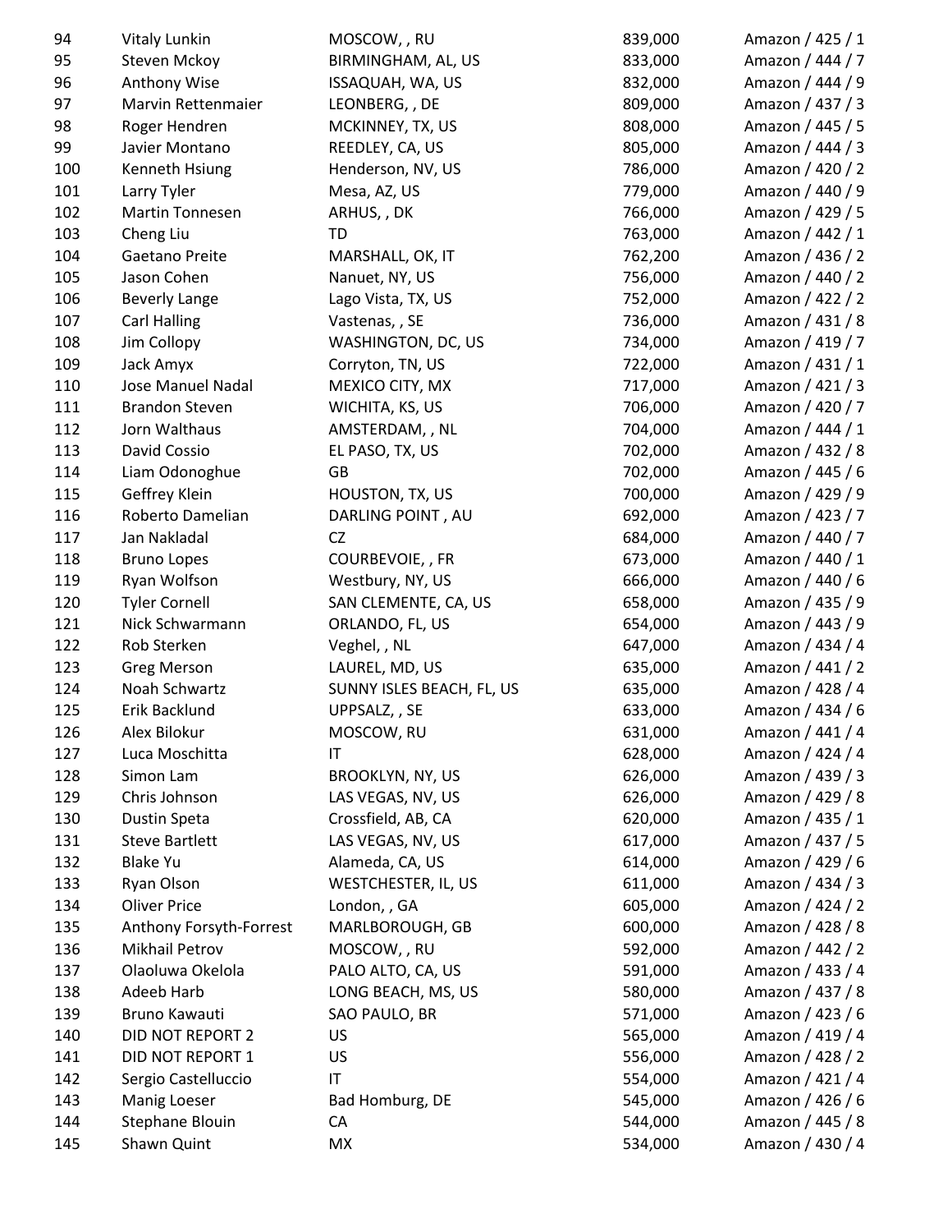| | | | | |
|---|---|---|---|---|
| 94 | Vitaly Lunkin | MOSCOW, , RU | 839,000 | Amazon / 425 / 1 |
| 95 | Steven Mckoy | BIRMINGHAM, AL, US | 833,000 | Amazon / 444 / 7 |
| 96 | Anthony Wise | ISSAQUAH, WA, US | 832,000 | Amazon / 444 / 9 |
| 97 | Marvin Rettenmaier | LEONBERG, , DE | 809,000 | Amazon / 437 / 3 |
| 98 | Roger Hendren | MCKINNEY, TX, US | 808,000 | Amazon / 445 / 5 |
| 99 | Javier Montano | REEDLEY, CA, US | 805,000 | Amazon / 444 / 3 |
| 100 | Kenneth Hsiung | Henderson, NV, US | 786,000 | Amazon / 420 / 2 |
| 101 | Larry Tyler | Mesa, AZ, US | 779,000 | Amazon / 440 / 9 |
| 102 | Martin Tonnesen | ARHUS, , DK | 766,000 | Amazon / 429 / 5 |
| 103 | Cheng Liu | TD | 763,000 | Amazon / 442 / 1 |
| 104 | Gaetano Preite | MARSHALL, OK, IT | 762,200 | Amazon / 436 / 2 |
| 105 | Jason Cohen | Nanuet, NY, US | 756,000 | Amazon / 440 / 2 |
| 106 | Beverly Lange | Lago Vista, TX, US | 752,000 | Amazon / 422 / 2 |
| 107 | Carl Halling | Vastenas, , SE | 736,000 | Amazon / 431 / 8 |
| 108 | Jim Collopy | WASHINGTON, DC, US | 734,000 | Amazon / 419 / 7 |
| 109 | Jack Amyx | Corryton, TN, US | 722,000 | Amazon / 431 / 1 |
| 110 | Jose Manuel Nadal | MEXICO CITY, MX | 717,000 | Amazon / 421 / 3 |
| 111 | Brandon Steven | WICHITA, KS, US | 706,000 | Amazon / 420 / 7 |
| 112 | Jorn Walthaus | AMSTERDAM, , NL | 704,000 | Amazon / 444 / 1 |
| 113 | David Cossio | EL PASO, TX, US | 702,000 | Amazon / 432 / 8 |
| 114 | Liam Odonoghue | GB | 702,000 | Amazon / 445 / 6 |
| 115 | Geffrey Klein | HOUSTON, TX, US | 700,000 | Amazon / 429 / 9 |
| 116 | Roberto Damelian | DARLING POINT , AU | 692,000 | Amazon / 423 / 7 |
| 117 | Jan Nakladal | CZ | 684,000 | Amazon / 440 / 7 |
| 118 | Bruno Lopes | COURBEVOIE, , FR | 673,000 | Amazon / 440 / 1 |
| 119 | Ryan Wolfson | Westbury, NY, US | 666,000 | Amazon / 440 / 6 |
| 120 | Tyler Cornell | SAN CLEMENTE, CA, US | 658,000 | Amazon / 435 / 9 |
| 121 | Nick Schwarmann | ORLANDO, FL, US | 654,000 | Amazon / 443 / 9 |
| 122 | Rob Sterken | Veghel, , NL | 647,000 | Amazon / 434 / 4 |
| 123 | Greg Merson | LAUREL, MD, US | 635,000 | Amazon / 441 / 2 |
| 124 | Noah Schwartz | SUNNY ISLES BEACH, FL, US | 635,000 | Amazon / 428 / 4 |
| 125 | Erik Backlund | UPPSALZ, , SE | 633,000 | Amazon / 434 / 6 |
| 126 | Alex Bilokur | MOSCOW, RU | 631,000 | Amazon / 441 / 4 |
| 127 | Luca Moschitta | IT | 628,000 | Amazon / 424 / 4 |
| 128 | Simon Lam | BROOKLYN, NY, US | 626,000 | Amazon / 439 / 3 |
| 129 | Chris Johnson | LAS VEGAS, NV, US | 626,000 | Amazon / 429 / 8 |
| 130 | Dustin Speta | Crossfield, AB, CA | 620,000 | Amazon / 435 / 1 |
| 131 | Steve Bartlett | LAS VEGAS, NV, US | 617,000 | Amazon / 437 / 5 |
| 132 | Blake Yu | Alameda, CA, US | 614,000 | Amazon / 429 / 6 |
| 133 | Ryan Olson | WESTCHESTER, IL, US | 611,000 | Amazon / 434 / 3 |
| 134 | Oliver Price | London, , GA | 605,000 | Amazon / 424 / 2 |
| 135 | Anthony Forsyth-Forrest | MARLBOROUGH, GB | 600,000 | Amazon / 428 / 8 |
| 136 | Mikhail Petrov | MOSCOW, , RU | 592,000 | Amazon / 442 / 2 |
| 137 | Olaoluwa Okelola | PALO ALTO, CA, US | 591,000 | Amazon / 433 / 4 |
| 138 | Adeeb Harb | LONG BEACH, MS, US | 580,000 | Amazon / 437 / 8 |
| 139 | Bruno Kawauti | SAO PAULO, BR | 571,000 | Amazon / 423 / 6 |
| 140 | DID NOT REPORT 2 | US | 565,000 | Amazon / 419 / 4 |
| 141 | DID NOT REPORT 1 | US | 556,000 | Amazon / 428 / 2 |
| 142 | Sergio Castelluccio | IT | 554,000 | Amazon / 421 / 4 |
| 143 | Manig Loeser | Bad Homburg, DE | 545,000 | Amazon / 426 / 6 |
| 144 | Stephane Blouin | CA | 544,000 | Amazon / 445 / 8 |
| 145 | Shawn Quint | MX | 534,000 | Amazon / 430 / 4 |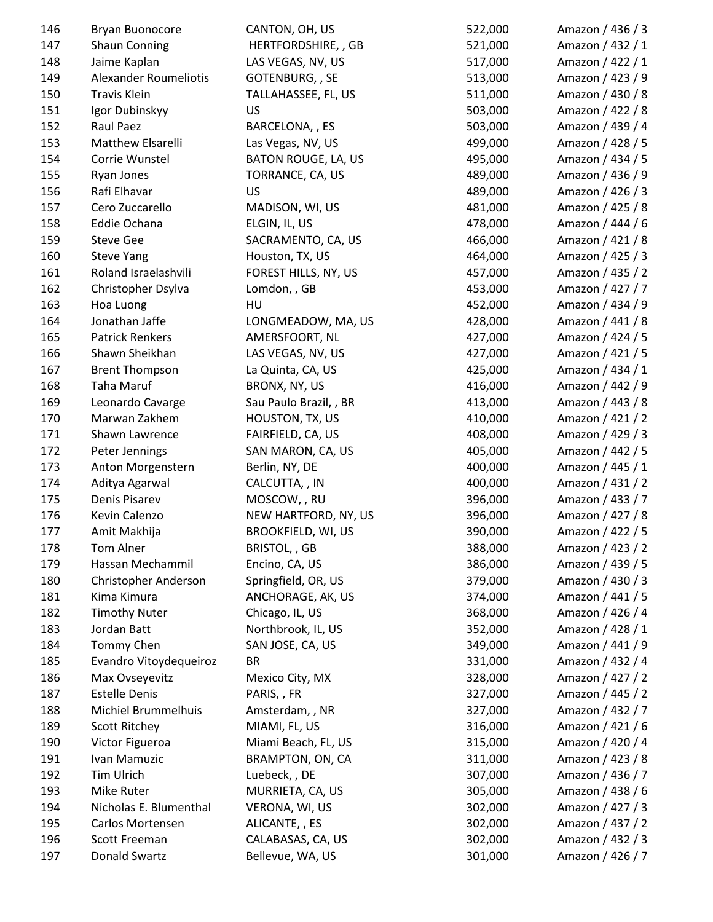| | | | | |
|---|---|---|---|---|
| 146 | Bryan Buonocore | CANTON, OH, US | 522,000 | Amazon / 436 / 3 |
| 147 | Shaun Conning | HERTFORDSHIRE, , GB | 521,000 | Amazon / 432 / 1 |
| 148 | Jaime Kaplan | LAS VEGAS, NV, US | 517,000 | Amazon / 422 / 1 |
| 149 | Alexander Roumeliotis | GOTENBURG, , SE | 513,000 | Amazon / 423 / 9 |
| 150 | Travis Klein | TALLAHASSEE, FL, US | 511,000 | Amazon / 430 / 8 |
| 151 | Igor Dubinskyy | US | 503,000 | Amazon / 422 / 8 |
| 152 | Raul Paez | BARCELONA, , ES | 503,000 | Amazon / 439 / 4 |
| 153 | Matthew Elsarelli | Las Vegas, NV, US | 499,000 | Amazon / 428 / 5 |
| 154 | Corrie Wunstel | BATON ROUGE, LA, US | 495,000 | Amazon / 434 / 5 |
| 155 | Ryan Jones | TORRANCE, CA, US | 489,000 | Amazon / 436 / 9 |
| 156 | Rafi Elhavar | US | 489,000 | Amazon / 426 / 3 |
| 157 | Cero Zuccarello | MADISON, WI, US | 481,000 | Amazon / 425 / 8 |
| 158 | Eddie Ochana | ELGIN, IL, US | 478,000 | Amazon / 444 / 6 |
| 159 | Steve Gee | SACRAMENTO, CA, US | 466,000 | Amazon / 421 / 8 |
| 160 | Steve Yang | Houston, TX, US | 464,000 | Amazon / 425 / 3 |
| 161 | Roland Israelashvili | FOREST HILLS, NY, US | 457,000 | Amazon / 435 / 2 |
| 162 | Christopher Dsylva | Lomdon, , GB | 453,000 | Amazon / 427 / 7 |
| 163 | Hoa Luong | HU | 452,000 | Amazon / 434 / 9 |
| 164 | Jonathan Jaffe | LONGMEADOW, MA, US | 428,000 | Amazon / 441 / 8 |
| 165 | Patrick Renkers | AMERSFOORT, NL | 427,000 | Amazon / 424 / 5 |
| 166 | Shawn Sheikhan | LAS VEGAS, NV, US | 427,000 | Amazon / 421 / 5 |
| 167 | Brent Thompson | La Quinta, CA, US | 425,000 | Amazon / 434 / 1 |
| 168 | Taha Maruf | BRONX, NY, US | 416,000 | Amazon / 442 / 9 |
| 169 | Leonardo Cavarge | Sau Paulo Brazil, , BR | 413,000 | Amazon / 443 / 8 |
| 170 | Marwan Zakhem | HOUSTON, TX, US | 410,000 | Amazon / 421 / 2 |
| 171 | Shawn Lawrence | FAIRFIELD, CA, US | 408,000 | Amazon / 429 / 3 |
| 172 | Peter Jennings | SAN MARON, CA, US | 405,000 | Amazon / 442 / 5 |
| 173 | Anton Morgenstern | Berlin, NY, DE | 400,000 | Amazon / 445 / 1 |
| 174 | Aditya Agarwal | CALCUTTA, , IN | 400,000 | Amazon / 431 / 2 |
| 175 | Denis Pisarev | MOSCOW, , RU | 396,000 | Amazon / 433 / 7 |
| 176 | Kevin Calenzo | NEW HARTFORD, NY, US | 396,000 | Amazon / 427 / 8 |
| 177 | Amit Makhija | BROOKFIELD, WI, US | 390,000 | Amazon / 422 / 5 |
| 178 | Tom Alner | BRISTOL, , GB | 388,000 | Amazon / 423 / 2 |
| 179 | Hassan Mechammil | Encino, CA, US | 386,000 | Amazon / 439 / 5 |
| 180 | Christopher Anderson | Springfield, OR, US | 379,000 | Amazon / 430 / 3 |
| 181 | Kima Kimura | ANCHORAGE, AK, US | 374,000 | Amazon / 441 / 5 |
| 182 | Timothy Nuter | Chicago, IL, US | 368,000 | Amazon / 426 / 4 |
| 183 | Jordan Batt | Northbrook, IL, US | 352,000 | Amazon / 428 / 1 |
| 184 | Tommy Chen | SAN JOSE, CA, US | 349,000 | Amazon / 441 / 9 |
| 185 | Evandro Vitoydequeiroz | BR | 331,000 | Amazon / 432 / 4 |
| 186 | Max Ovseyevitz | Mexico City, MX | 328,000 | Amazon / 427 / 2 |
| 187 | Estelle Denis | PARIS, , FR | 327,000 | Amazon / 445 / 2 |
| 188 | Michiel Brummelhuis | Amsterdam, , NR | 327,000 | Amazon / 432 / 7 |
| 189 | Scott Ritchey | MIAMI, FL, US | 316,000 | Amazon / 421 / 6 |
| 190 | Victor Figueroa | Miami Beach, FL, US | 315,000 | Amazon / 420 / 4 |
| 191 | Ivan Mamuzic | BRAMPTON, ON, CA | 311,000 | Amazon / 423 / 8 |
| 192 | Tim Ulrich | Luebeck, , DE | 307,000 | Amazon / 436 / 7 |
| 193 | Mike Ruter | MURRIETA, CA, US | 305,000 | Amazon / 438 / 6 |
| 194 | Nicholas E. Blumenthal | VERONA, WI, US | 302,000 | Amazon / 427 / 3 |
| 195 | Carlos Mortensen | ALICANTE, , ES | 302,000 | Amazon / 437 / 2 |
| 196 | Scott Freeman | CALABASAS, CA, US | 302,000 | Amazon / 432 / 3 |
| 197 | Donald Swartz | Bellevue, WA, US | 301,000 | Amazon / 426 / 7 |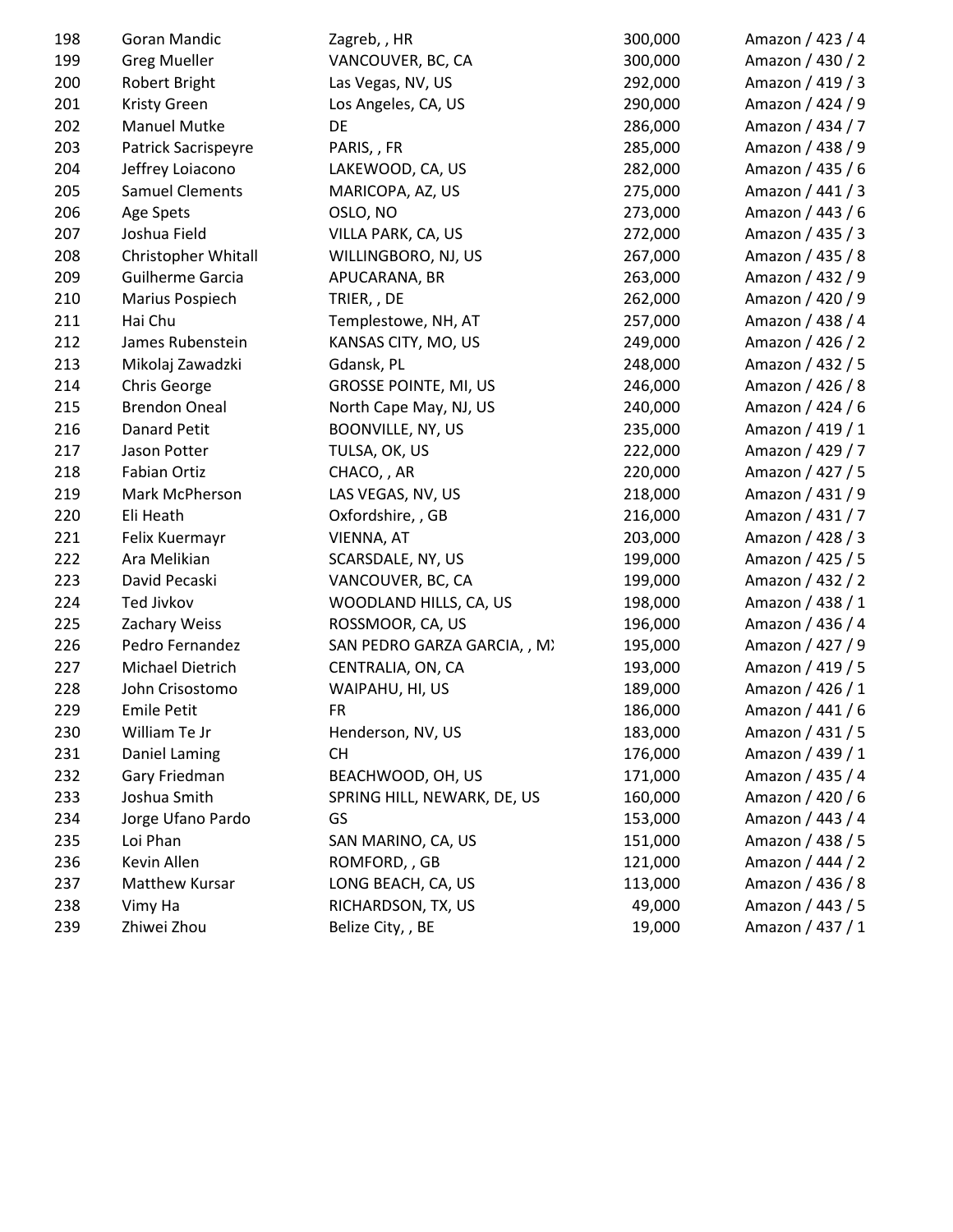| | | | | |
|---|---|---|---|---|
| 198 | Goran Mandic | Zagreb, , HR | 300,000 | Amazon / 423 / 4 |
| 199 | Greg Mueller | VANCOUVER, BC, CA | 300,000 | Amazon / 430 / 2 |
| 200 | Robert Bright | Las Vegas, NV, US | 292,000 | Amazon / 419 / 3 |
| 201 | Kristy Green | Los Angeles, CA, US | 290,000 | Amazon / 424 / 9 |
| 202 | Manuel Mutke | DE | 286,000 | Amazon / 434 / 7 |
| 203 | Patrick Sacrispeyre | PARIS, , FR | 285,000 | Amazon / 438 / 9 |
| 204 | Jeffrey Loiacono | LAKEWOOD, CA, US | 282,000 | Amazon / 435 / 6 |
| 205 | Samuel Clements | MARICOPA, AZ, US | 275,000 | Amazon / 441 / 3 |
| 206 | Age Spets | OSLO, NO | 273,000 | Amazon / 443 / 6 |
| 207 | Joshua Field | VILLA PARK, CA, US | 272,000 | Amazon / 435 / 3 |
| 208 | Christopher Whitall | WILLINGBORO, NJ, US | 267,000 | Amazon / 435 / 8 |
| 209 | Guilherme Garcia | APUCARANA, BR | 263,000 | Amazon / 432 / 9 |
| 210 | Marius Pospiech | TRIER, , DE | 262,000 | Amazon / 420 / 9 |
| 211 | Hai Chu | Templestowe, NH, AT | 257,000 | Amazon / 438 / 4 |
| 212 | James Rubenstein | KANSAS CITY, MO, US | 249,000 | Amazon / 426 / 2 |
| 213 | Mikolaj Zawadzki | Gdansk, PL | 248,000 | Amazon / 432 / 5 |
| 214 | Chris George | GROSSE POINTE, MI, US | 246,000 | Amazon / 426 / 8 |
| 215 | Brendon Oneal | North Cape May, NJ, US | 240,000 | Amazon / 424 / 6 |
| 216 | Danard Petit | BOONVILLE, NY, US | 235,000 | Amazon / 419 / 1 |
| 217 | Jason Potter | TULSA, OK, US | 222,000 | Amazon / 429 / 7 |
| 218 | Fabian Ortiz | CHACO, , AR | 220,000 | Amazon / 427 / 5 |
| 219 | Mark McPherson | LAS VEGAS, NV, US | 218,000 | Amazon / 431 / 9 |
| 220 | Eli Heath | Oxfordshire, , GB | 216,000 | Amazon / 431 / 7 |
| 221 | Felix Kuermayr | VIENNA, AT | 203,000 | Amazon / 428 / 3 |
| 222 | Ara Melikian | SCARSDALE, NY, US | 199,000 | Amazon / 425 / 5 |
| 223 | David Pecaski | VANCOUVER, BC, CA | 199,000 | Amazon / 432 / 2 |
| 224 | Ted Jivkov | WOODLAND HILLS, CA, US | 198,000 | Amazon / 438 / 1 |
| 225 | Zachary Weiss | ROSSMOOR, CA, US | 196,000 | Amazon / 436 / 4 |
| 226 | Pedro Fernandez | SAN PEDRO GARZA GARCIA, , M) | 195,000 | Amazon / 427 / 9 |
| 227 | Michael Dietrich | CENTRALIA, ON, CA | 193,000 | Amazon / 419 / 5 |
| 228 | John Crisostomo | WAIPAHU, HI, US | 189,000 | Amazon / 426 / 1 |
| 229 | Emile Petit | FR | 186,000 | Amazon / 441 / 6 |
| 230 | William Te Jr | Henderson, NV, US | 183,000 | Amazon / 431 / 5 |
| 231 | Daniel Laming | CH | 176,000 | Amazon / 439 / 1 |
| 232 | Gary Friedman | BEACHWOOD, OH, US | 171,000 | Amazon / 435 / 4 |
| 233 | Joshua Smith | SPRING HILL, NEWARK, DE, US | 160,000 | Amazon / 420 / 6 |
| 234 | Jorge Ufano Pardo | GS | 153,000 | Amazon / 443 / 4 |
| 235 | Loi Phan | SAN MARINO, CA, US | 151,000 | Amazon / 438 / 5 |
| 236 | Kevin Allen | ROMFORD, , GB | 121,000 | Amazon / 444 / 2 |
| 237 | Matthew Kursar | LONG BEACH, CA, US | 113,000 | Amazon / 436 / 8 |
| 238 | Vimy Ha | RICHARDSON, TX, US | 49,000 | Amazon / 443 / 5 |
| 239 | Zhiwei Zhou | Belize City, , BE | 19,000 | Amazon / 437 / 1 |